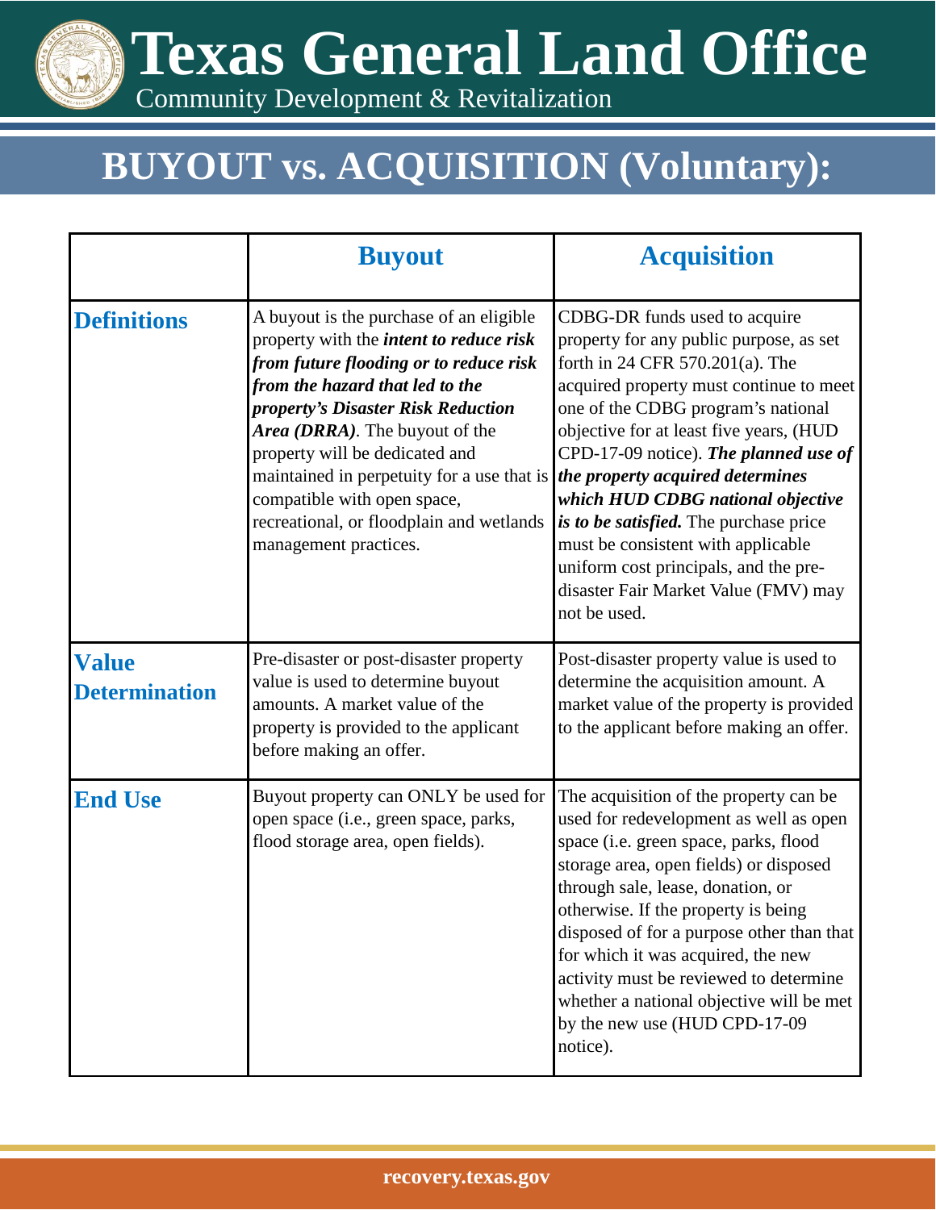# Texas General Land Office

Community Development & Revitalization

## BUYOUT vs. ACQUISITION (Voluntary):

| | **Buyout** | **Acquisition** |
|---|---|---|
| **Definitions** | A buyout is the purchase of an eligible property with the ***intent to reduce risk from future flooding or to reduce risk from the hazard that led to the property's Disaster Risk Reduction Area (DRRA)***. The buyout of the property will be dedicated and maintained in perpetuity for a use that is compatible with open space, recreational, or floodplain and wetlands management practices. | CDBG-DR funds used to acquire property for any public purpose, as set forth in 24 CFR 570.201(a). The acquired property must continue to meet one of the CDBG program's national objective for at least five years, (HUD CPD-17-09 notice). ***The planned use of the property acquired determines which HUD CDBG national objective is to be satisfied.*** The purchase price must be consistent with applicable uniform cost principals, and the pre-disaster Fair Market Value (FMV) may not be used. |
| **Value Determination** | Pre-disaster or post-disaster property value is used to determine buyout amounts. A market value of the property is provided to the applicant before making an offer. | Post-disaster property value is used to determine the acquisition amount. A market value of the property is provided to the applicant before making an offer. |
| **End Use** | Buyout property can ONLY be used for open space (i.e., green space, parks, flood storage area, open fields). | The acquisition of the property can be used for redevelopment as well as open space (i.e. green space, parks, flood storage area, open fields) or disposed through sale, lease, donation, or otherwise. If the property is being disposed of for a purpose other than that for which it was acquired, the new activity must be reviewed to determine whether a national objective will be met by the new use (HUD CPD-17-09 notice). |

recovery.texas.gov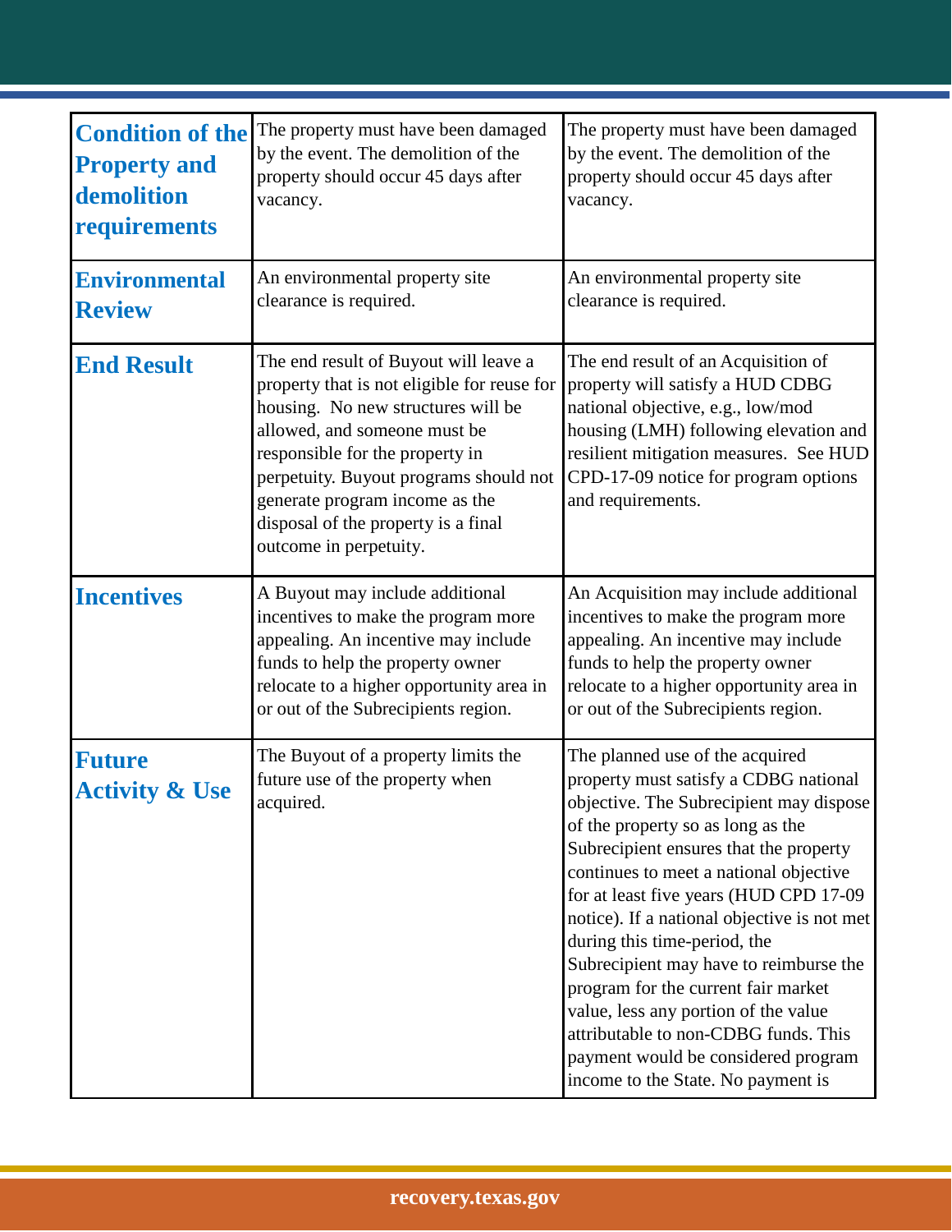| | | |
|---|---|---|
| **Condition of the Property and demolition requirements** | The property must have been damaged by the event. The demolition of the property should occur 45 days after vacancy. | The property must have been damaged by the event. The demolition of the property should occur 45 days after vacancy. |
| **Environmental Review** | An environmental property site clearance is required. | An environmental property site clearance is required. |
| **End Result** | The end result of Buyout will leave a property that is not eligible for reuse for housing. No new structures will be allowed, and someone must be responsible for the property in perpetuity. Buyout programs should not generate program income as the disposal of the property is a final outcome in perpetuity. | The end result of an Acquisition of property will satisfy a HUD CDBG national objective, e.g., low/mod housing (LMH) following elevation and resilient mitigation measures. See HUD CPD-17-09 notice for program options and requirements. |
| **Incentives** | A Buyout may include additional incentives to make the program more appealing. An incentive may include funds to help the property owner relocate to a higher opportunity area in or out of the Subrecipients region. | An Acquisition may include additional incentives to make the program more appealing. An incentive may include funds to help the property owner relocate to a higher opportunity area in or out of the Subrecipients region. |
| **Future Activity & Use** | The Buyout of a property limits the future use of the property when acquired. | The planned use of the acquired property must satisfy a CDBG national objective. The Subrecipient may dispose of the property so as long as the Subrecipient ensures that the property continues to meet a national objective for at least five years (HUD CPD 17-09 notice). If a national objective is not met during this time-period, the Subrecipient may have to reimburse the program for the current fair market value, less any portion of the value attributable to non-CDBG funds. This payment would be considered program income to the State. No payment is |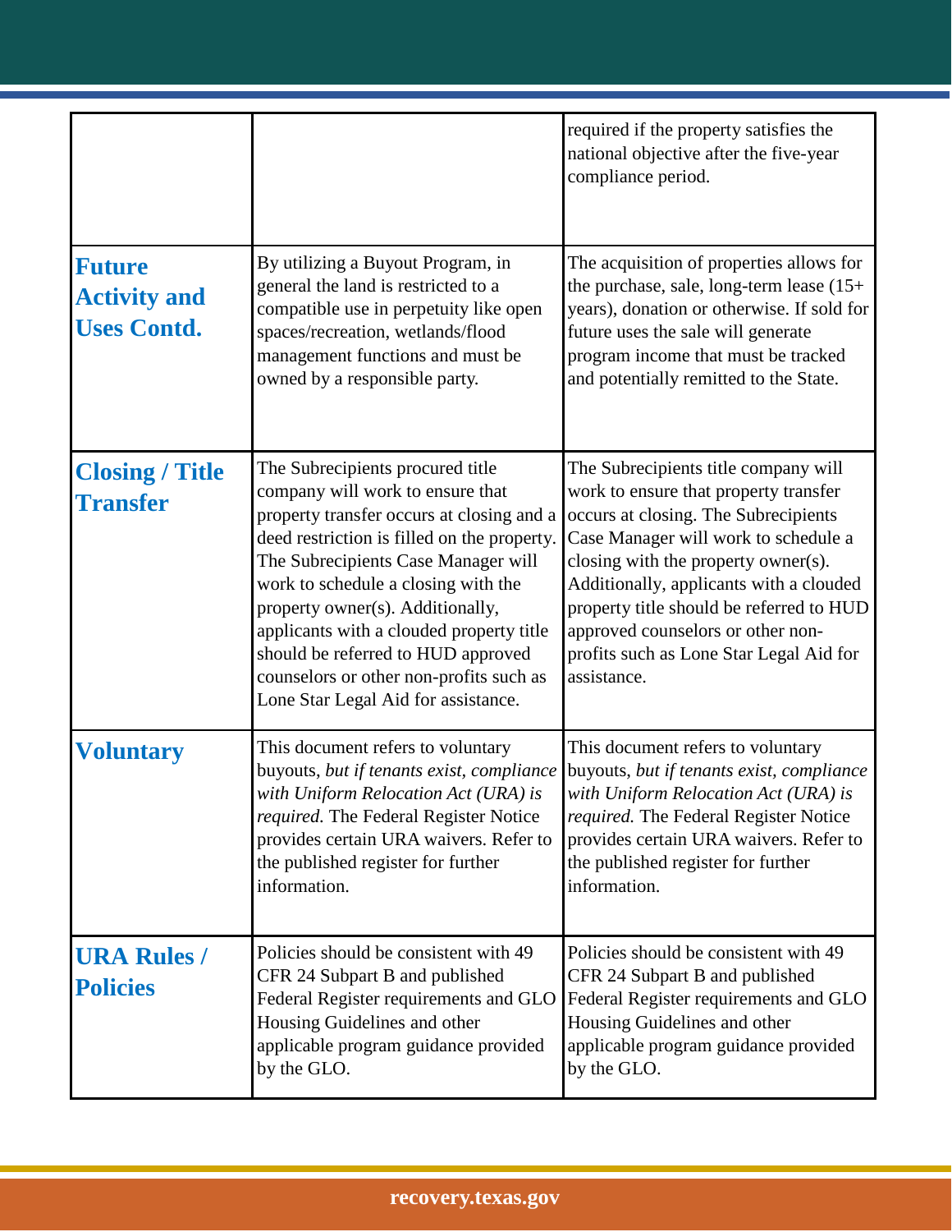| | | |
|---|---|---|
| | | required if the property satisfies the national objective after the five-year compliance period. |
| **Future Activity and Uses Contd.** | By utilizing a Buyout Program, in general the land is restricted to a compatible use in perpetuity like open spaces/recreation, wetlands/flood management functions and must be owned by a responsible party. | The acquisition of properties allows for the purchase, sale, long-term lease (15+ years), donation or otherwise. If sold for future uses the sale will generate program income that must be tracked and potentially remitted to the State. |
| **Closing / Title Transfer** | The Subrecipients procured title company will work to ensure that property transfer occurs at closing and a deed restriction is filled on the property. The Subrecipients Case Manager will work to schedule a closing with the property owner(s). Additionally, applicants with a clouded property title should be referred to HUD approved counselors or other non-profits such as Lone Star Legal Aid for assistance. | The Subrecipients title company will work to ensure that property transfer occurs at closing. The Subrecipients Case Manager will work to schedule a closing with the property owner(s). Additionally, applicants with a clouded property title should be referred to HUD approved counselors or other non-profits such as Lone Star Legal Aid for assistance. |
| **Voluntary** | This document refers to voluntary buyouts, *but if tenants exist, compliance with Uniform Relocation Act (URA) is required.* The Federal Register Notice provides certain URA waivers. Refer to the published register for further information. | This document refers to voluntary buyouts, *but if tenants exist, compliance with Uniform Relocation Act (URA) is required.* The Federal Register Notice provides certain URA waivers. Refer to the published register for further information. |
| **URA Rules / Policies** | Policies should be consistent with 49 CFR 24 Subpart B and published Federal Register requirements and GLO Housing Guidelines and other applicable program guidance provided by the GLO. | Policies should be consistent with 49 CFR 24 Subpart B and published Federal Register requirements and GLO Housing Guidelines and other applicable program guidance provided by the GLO. |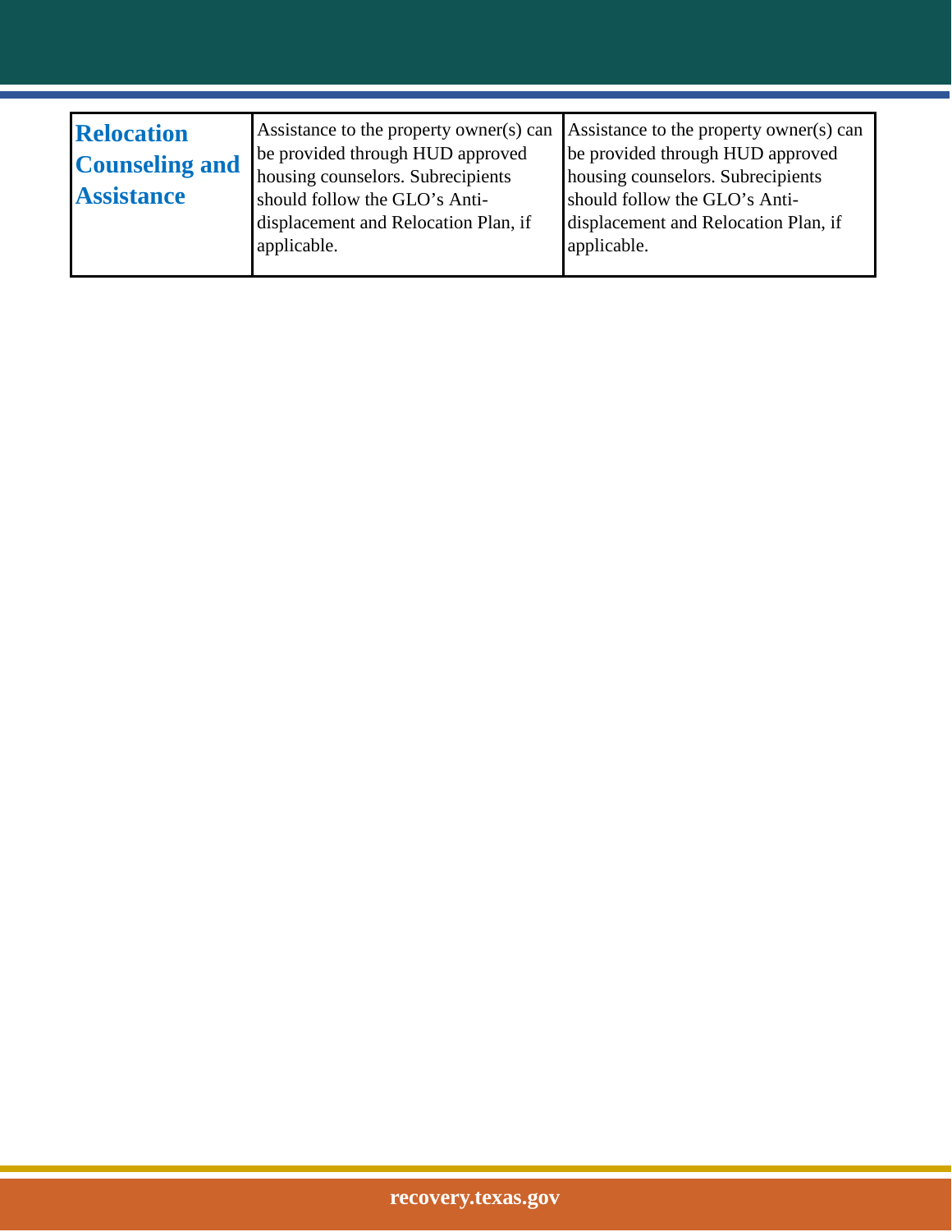| | | |
|---|---|---|
| **Relocation Counseling and Assistance** | Assistance to the property owner(s) can be provided through HUD approved housing counselors. Subrecipients should follow the GLO's Anti-displacement and Relocation Plan, if applicable. | Assistance to the property owner(s) can be provided through HUD approved housing counselors. Subrecipients should follow the GLO's Anti-displacement and Relocation Plan, if applicable. |